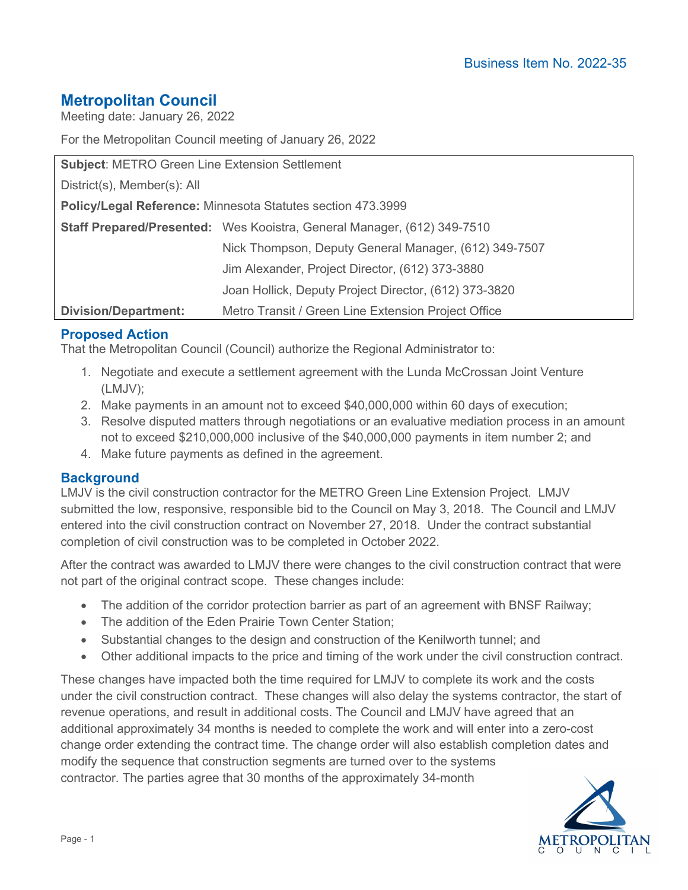Business Item No. 2022-35

# Metropolitan Council

Meeting date: January 26, 2022

For the Metropolitan Council meeting of January 26, 2022

| **Subject**: METRO Green Line Extension Settlement | |
|---|---|
| District(s), Member(s): All | |
| **Policy/Legal Reference:** Minnesota Statutes section 473.3999 | |
| **Staff Prepared/Presented:** | Wes Kooistra, General Manager, (612) 349-7510 |
| | Nick Thompson, Deputy General Manager, (612) 349-7507 |
| | Jim Alexander, Project Director, (612) 373-3880 |
| | Joan Hollick, Deputy Project Director, (612) 373-3820 |
| **Division/Department:** | Metro Transit / Green Line Extension Project Office |

## Proposed Action

That the Metropolitan Council (Council) authorize the Regional Administrator to:

1. Negotiate and execute a settlement agreement with the Lunda McCrossan Joint Venture (LMJV);
2. Make payments in an amount not to exceed $40,000,000 within 60 days of execution;
3. Resolve disputed matters through negotiations or an evaluative mediation process in an amount not to exceed $210,000,000 inclusive of the $40,000,000 payments in item number 2; and
4. Make future payments as defined in the agreement.

## Background

LMJV is the civil construction contractor for the METRO Green Line Extension Project. LMJV submitted the low, responsive, responsible bid to the Council on May 3, 2018. The Council and LMJV entered into the civil construction contract on November 27, 2018. Under the contract substantial completion of civil construction was to be completed in October 2022.

After the contract was awarded to LMJV there were changes to the civil construction contract that were not part of the original contract scope. These changes include:

- The addition of the corridor protection barrier as part of an agreement with BNSF Railway;
- The addition of the Eden Prairie Town Center Station;
- Substantial changes to the design and construction of the Kenilworth tunnel; and
- Other additional impacts to the price and timing of the work under the civil construction contract.

These changes have impacted both the time required for LMJV to complete its work and the costs under the civil construction contract. These changes will also delay the systems contractor, the start of revenue operations, and result in additional costs. The Council and LMJV have agreed that an additional approximately 34 months is needed to complete the work and will enter into a zero-cost change order extending the contract time. The change order will also establish completion dates and modify the sequence that construction segments are turned over to the systems contractor. The parties agree that 30 months of the approximately 34-month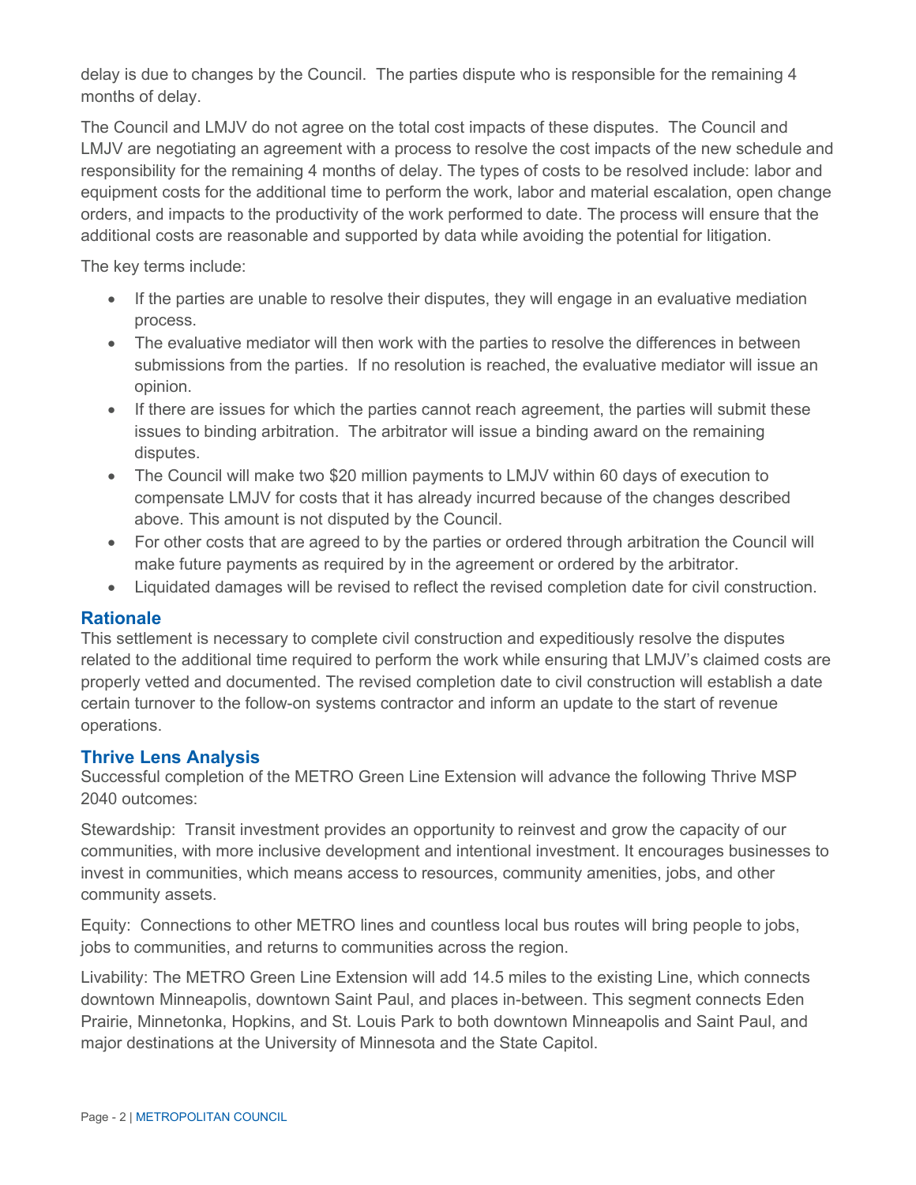delay is due to changes by the Council. The parties dispute who is responsible for the remaining 4 months of delay.

The Council and LMJV do not agree on the total cost impacts of these disputes. The Council and LMJV are negotiating an agreement with a process to resolve the cost impacts of the new schedule and responsibility for the remaining 4 months of delay. The types of costs to be resolved include: labor and equipment costs for the additional time to perform the work, labor and material escalation, open change orders, and impacts to the productivity of the work performed to date. The process will ensure that the additional costs are reasonable and supported by data while avoiding the potential for litigation.

The key terms include:

- If the parties are unable to resolve their disputes, they will engage in an evaluative mediation process.
- The evaluative mediator will then work with the parties to resolve the differences in between submissions from the parties. If no resolution is reached, the evaluative mediator will issue an opinion.
- If there are issues for which the parties cannot reach agreement, the parties will submit these issues to binding arbitration. The arbitrator will issue a binding award on the remaining disputes.
- The Council will make two $20 million payments to LMJV within 60 days of execution to compensate LMJV for costs that it has already incurred because of the changes described above. This amount is not disputed by the Council.
- For other costs that are agreed to by the parties or ordered through arbitration the Council will make future payments as required by in the agreement or ordered by the arbitrator.
- Liquidated damages will be revised to reflect the revised completion date for civil construction.

## Rationale

This settlement is necessary to complete civil construction and expeditiously resolve the disputes related to the additional time required to perform the work while ensuring that LMJV's claimed costs are properly vetted and documented. The revised completion date to civil construction will establish a date certain turnover to the follow-on systems contractor and inform an update to the start of revenue operations.

## Thrive Lens Analysis

Successful completion of the METRO Green Line Extension will advance the following Thrive MSP 2040 outcomes:

Stewardship: Transit investment provides an opportunity to reinvest and grow the capacity of our communities, with more inclusive development and intentional investment. It encourages businesses to invest in communities, which means access to resources, community amenities, jobs, and other community assets.

Equity: Connections to other METRO lines and countless local bus routes will bring people to jobs, jobs to communities, and returns to communities across the region.

Livability: The METRO Green Line Extension will add 14.5 miles to the existing Line, which connects downtown Minneapolis, downtown Saint Paul, and places in-between. This segment connects Eden Prairie, Minnetonka, Hopkins, and St. Louis Park to both downtown Minneapolis and Saint Paul, and major destinations at the University of Minnesota and the State Capitol.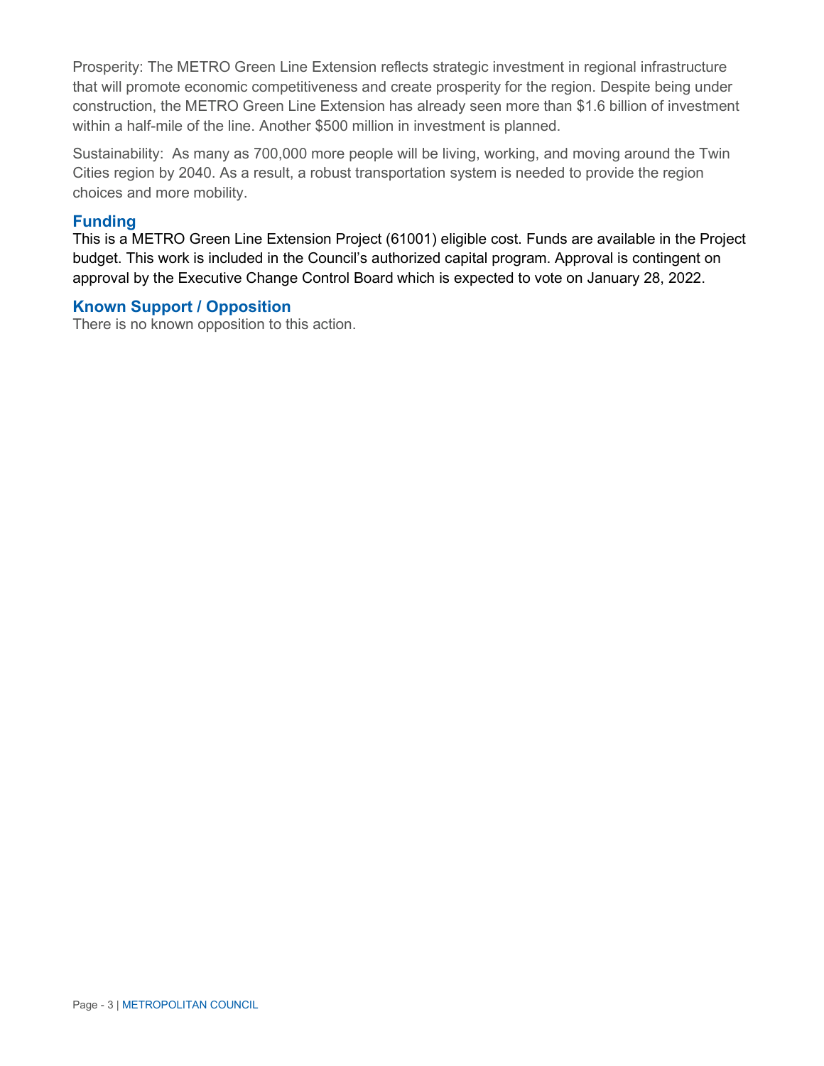Prosperity: The METRO Green Line Extension reflects strategic investment in regional infrastructure that will promote economic competitiveness and create prosperity for the region. Despite being under construction, the METRO Green Line Extension has already seen more than $1.6 billion of investment within a half-mile of the line. Another $500 million in investment is planned.

Sustainability: As many as 700,000 more people will be living, working, and moving around the Twin Cities region by 2040. As a result, a robust transportation system is needed to provide the region choices and more mobility.

## Funding

This is a METRO Green Line Extension Project (61001) eligible cost. Funds are available in the Project budget. This work is included in the Council's authorized capital program. Approval is contingent on approval by the Executive Change Control Board which is expected to vote on January 28, 2022.

## Known Support / Opposition

There is no known opposition to this action.